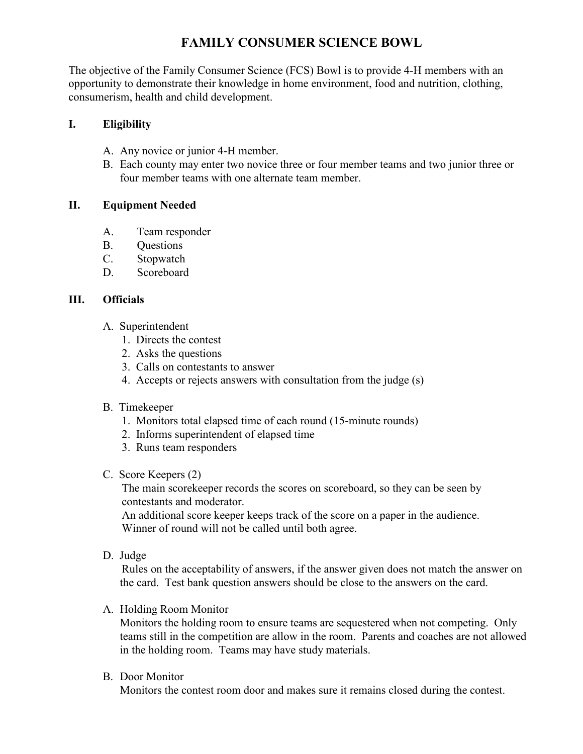# FAMILY CONSUMER SCIENCE BOWL

The objective of the Family Consumer Science (FCS) Bowl is to provide 4-H members with an opportunity to demonstrate their knowledge in home environment, food and nutrition, clothing, consumerism, health and child development.

## I. Eligibility

A. Any novice or junior 4-H member.
B. Each county may enter two novice three or four member teams and two junior three or four member teams with one alternate team member.

## II. Equipment Needed

A. Team responder
B. Questions
C. Stopwatch
D. Scoreboard

## III. Officials

A. Superintendent
1. Directs the contest
2. Asks the questions
3. Calls on contestants to answer
4. Accepts or rejects answers with consultation from the judge (s)

B. Timekeeper
1. Monitors total elapsed time of each round (15-minute rounds)
2. Informs superintendent of elapsed time
3. Runs team responders

C. Score Keepers (2)
The main scorekeeper records the scores on scoreboard, so they can be seen by contestants and moderator.
An additional score keeper keeps track of the score on a paper in the audience.
Winner of round will not be called until both agree.

D. Judge
Rules on the acceptability of answers, if the answer given does not match the answer on the card. Test bank question answers should be close to the answers on the card.

A. Holding Room Monitor
Monitors the holding room to ensure teams are sequestered when not competing. Only teams still in the competition are allow in the room. Parents and coaches are not allowed in the holding room. Teams may have study materials.

B. Door Monitor
Monitors the contest room door and makes sure it remains closed during the contest.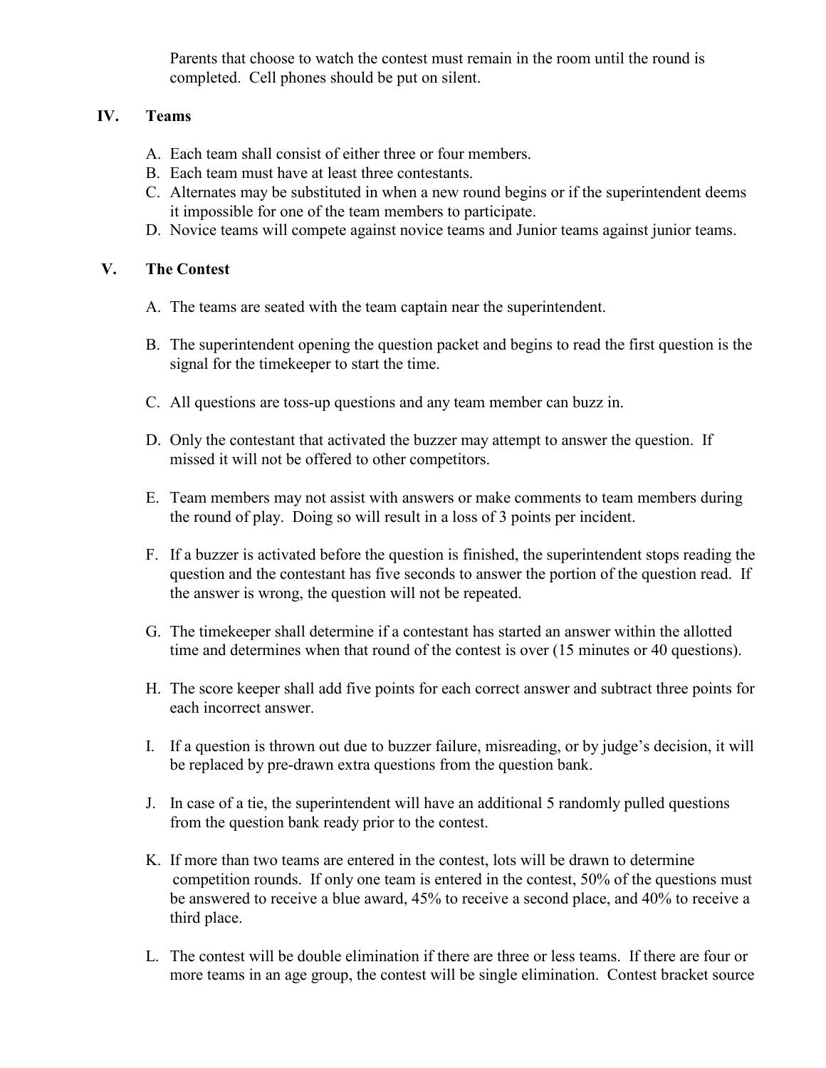Parents that choose to watch the contest must remain in the room until the round is completed. Cell phones should be put on silent.

## IV. Teams

A. Each team shall consist of either three or four members.
B. Each team must have at least three contestants.
C. Alternates may be substituted in when a new round begins or if the superintendent deems it impossible for one of the team members to participate.
D. Novice teams will compete against novice teams and Junior teams against junior teams.

## V. The Contest

A. The teams are seated with the team captain near the superintendent.

B. The superintendent opening the question packet and begins to read the first question is the signal for the timekeeper to start the time.

C. All questions are toss-up questions and any team member can buzz in.

D. Only the contestant that activated the buzzer may attempt to answer the question. If missed it will not be offered to other competitors.

E. Team members may not assist with answers or make comments to team members during the round of play. Doing so will result in a loss of 3 points per incident.

F. If a buzzer is activated before the question is finished, the superintendent stops reading the question and the contestant has five seconds to answer the portion of the question read. If the answer is wrong, the question will not be repeated.

G. The timekeeper shall determine if a contestant has started an answer within the allotted time and determines when that round of the contest is over (15 minutes or 40 questions).

H. The score keeper shall add five points for each correct answer and subtract three points for each incorrect answer.

I. If a question is thrown out due to buzzer failure, misreading, or by judge's decision, it will be replaced by pre-drawn extra questions from the question bank.

J. In case of a tie, the superintendent will have an additional 5 randomly pulled questions from the question bank ready prior to the contest.

K. If more than two teams are entered in the contest, lots will be drawn to determine competition rounds. If only one team is entered in the contest, 50% of the questions must be answered to receive a blue award, 45% to receive a second place, and 40% to receive a third place.

L. The contest will be double elimination if there are three or less teams. If there are four or more teams in an age group, the contest will be single elimination. Contest bracket source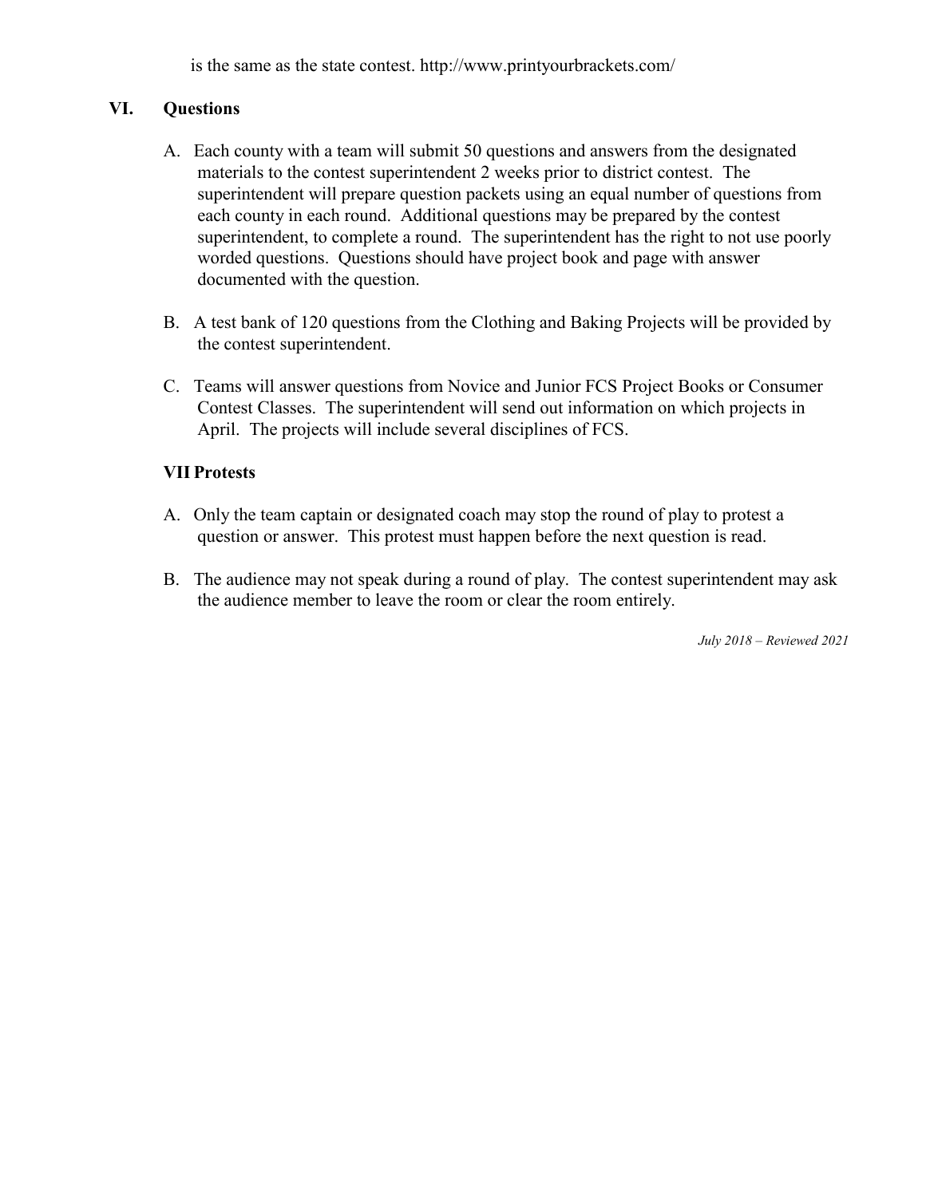is the same as the state contest. http://www.printyourbrackets.com/

## VI. Questions

A. Each county with a team will submit 50 questions and answers from the designated materials to the contest superintendent 2 weeks prior to district contest. The superintendent will prepare question packets using an equal number of questions from each county in each round. Additional questions may be prepared by the contest superintendent, to complete a round. The superintendent has the right to not use poorly worded questions. Questions should have project book and page with answer documented with the question.

B. A test bank of 120 questions from the Clothing and Baking Projects will be provided by the contest superintendent.

C. Teams will answer questions from Novice and Junior FCS Project Books or Consumer Contest Classes. The superintendent will send out information on which projects in April. The projects will include several disciplines of FCS.

## VII Protests

A. Only the team captain or designated coach may stop the round of play to protest a question or answer. This protest must happen before the next question is read.

B. The audience may not speak during a round of play. The contest superintendent may ask the audience member to leave the room or clear the room entirely.

*July 2018 – Reviewed 2021*